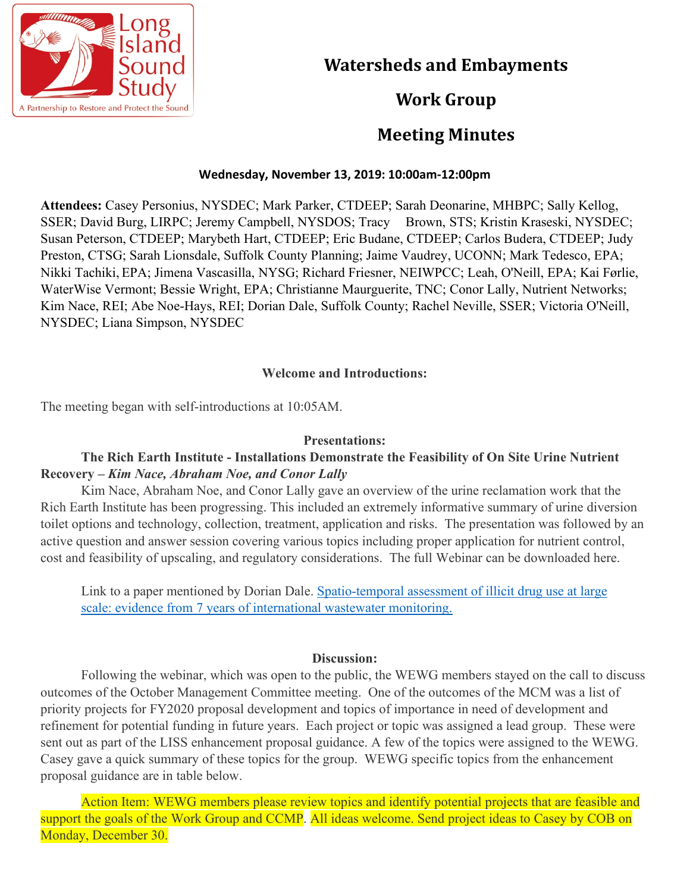# Watersheds and Embayments Work Group Meeting Minutes

**Wednesday, November 13, 2019: 10:00am-12:00pm**

**Attendees:** Casey Personius, NYSDEC; Mark Parker, CTDEEP; Sarah Deonarine, MHBPC; Sally Kellog, SSER; David Burg, LIRPC; Jeremy Campbell, NYSDOS; Tracy Brown, STS; Kristin Kraseski, NYSDEC; Susan Peterson, CTDEEP; Marybeth Hart, CTDEEP; Eric Budane, CTDEEP; Carlos Budera, CTDEEP; Judy Preston, CTSG; Sarah Lionsdale, Suffolk County Planning; Jaime Vaudrey, UCONN; Mark Tedesco, EPA; Nikki Tachiki, EPA; Jimena Vascasilla, NYSG; Richard Friesner, NEIWPCC; Leah, O'Neill, EPA; Kai Førlie, WaterWise Vermont; Bessie Wright, EPA; Christianne Maurguerite, TNC; Conor Lally, Nutrient Networks; Kim Nace, REI; Abe Noe-Hays, REI; Dorian Dale, Suffolk County; Rachel Neville, SSER; Victoria O'Neill, NYSDEC; Liana Simpson, NYSDEC

## Welcome and Introductions:

The meeting began with self-introductions at 10:05AM.

## Presentations:

**The Rich Earth Institute - Installations Demonstrate the Feasibility of On Site Urine Nutrient Recovery –** ***Kim Nace, Abraham Noe, and Conor Lally***

Kim Nace, Abraham Noe, and Conor Lally gave an overview of the urine reclamation work that the Rich Earth Institute has been progressing. This included an extremely informative summary of urine diversion toilet options and technology, collection, treatment, application and risks. The presentation was followed by an active question and answer session covering various topics including proper application for nutrient control, cost and feasibility of upscaling, and regulatory considerations. The full Webinar can be downloaded here.

Link to a paper mentioned by Dorian Dale. Spatio-temporal assessment of illicit drug use at large scale: evidence from 7 years of international wastewater monitoring.

## Discussion:

Following the webinar, which was open to the public, the WEWG members stayed on the call to discuss outcomes of the October Management Committee meeting. One of the outcomes of the MCM was a list of priority projects for FY2020 proposal development and topics of importance in need of development and refinement for potential funding in future years. Each project or topic was assigned a lead group. These were sent out as part of the LISS enhancement proposal guidance. A few of the topics were assigned to the WEWG. Casey gave a quick summary of these topics for the group. WEWG specific topics from the enhancement proposal guidance are in table below.

Action Item: WEWG members please review topics and identify potential projects that are feasible and support the goals of the Work Group and CCMP. All ideas welcome. Send project ideas to Casey by COB on Monday, December 30.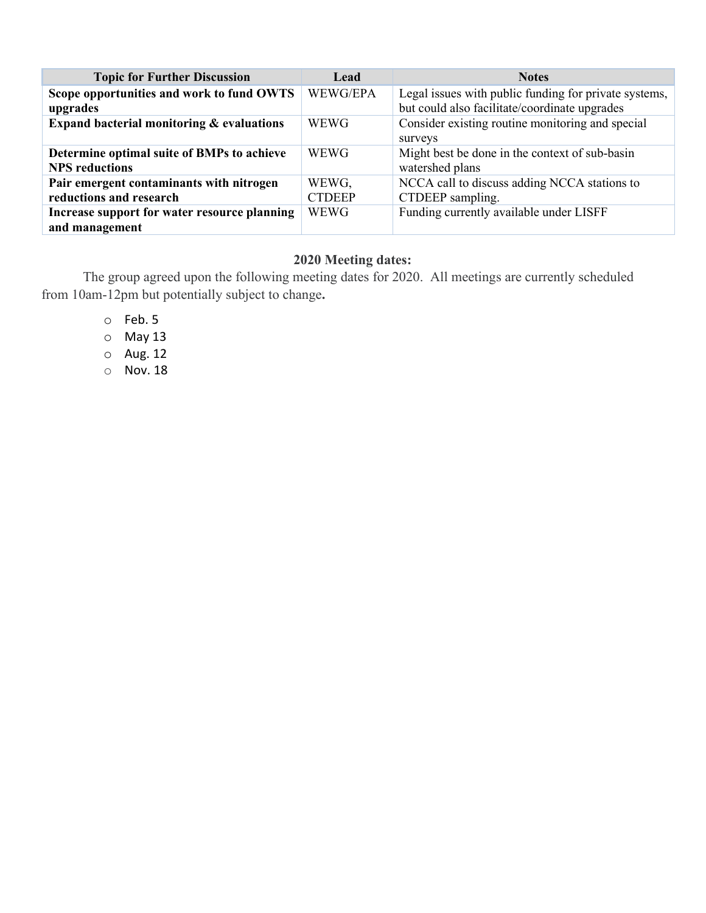| Topic for Further Discussion | Lead | Notes |
|---|---|---|
| **Scope opportunities and work to fund OWTS upgrades** | WEWG/EPA | Legal issues with public funding for private systems, but could also facilitate/coordinate upgrades |
| **Expand bacterial monitoring & evaluations** | WEWG | Consider existing routine monitoring and special surveys |
| **Determine optimal suite of BMPs to achieve NPS reductions** | WEWG | Might best be done in the context of sub-basin watershed plans |
| **Pair emergent contaminants with nitrogen reductions and research** | WEWG, CTDEEP | NCCA call to discuss adding NCCA stations to CTDEEP sampling. |
| **Increase support for water resource planning and management** | WEWG | Funding currently available under LISFF |

**2020 Meeting dates:**

The group agreed upon the following meeting dates for 2020. All meetings are currently scheduled from 10am-12pm but potentially subject to change.

- Feb. 5
- May 13
- Aug. 12
- Nov. 18